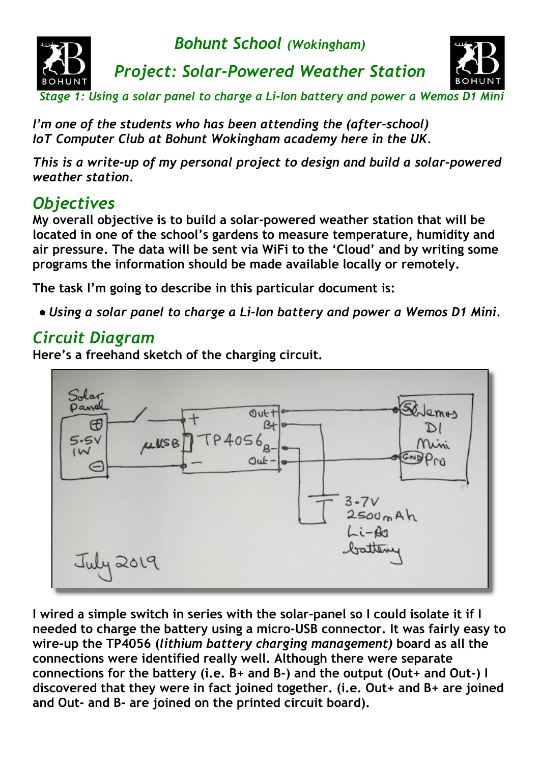# *Bohunt School (Wokingham)*

## *Project: Solar-Powered Weather Station*

*Stage 1: Using a solar panel to charge a Li-Ion battery and power a Wemos D1 Mini*

***I'm one of the students who has been attending the (after-school) IoT Computer Club at Bohunt Wokingham academy here in the UK.***

***This is a write-up of my personal project to design and build a solar-powered weather station.***

## *Objectives*

**My overall objective is to build a solar-powered weather station that will be located in one of the school's gardens to measure temperature, humidity and air pressure. The data will be sent via WiFi to the 'Cloud' and by writing some programs the information should be made available locally or remotely.**

**The task I'm going to describe in this particular document is:**

- ***Using a solar panel to charge a Li-Ion battery and power a Wemos D1 Mini.***

## *Circuit Diagram*

**Here's a freehand sketch of the charging circuit.**

**I wired a simple switch in series with the solar-panel so I could isolate it if I needed to charge the battery using a micro-USB connector. It was fairly easy to wire-up the TP4056 (*lithium battery charging management)* board as all the connections were identified really well. Although there were separate connections for the battery (i.e. B+ and B-) and the output (Out+ and Out-) I discovered that they were in fact joined together. (i.e. Out+ and B+ are joined and Out- and B- are joined on the printed circuit board).**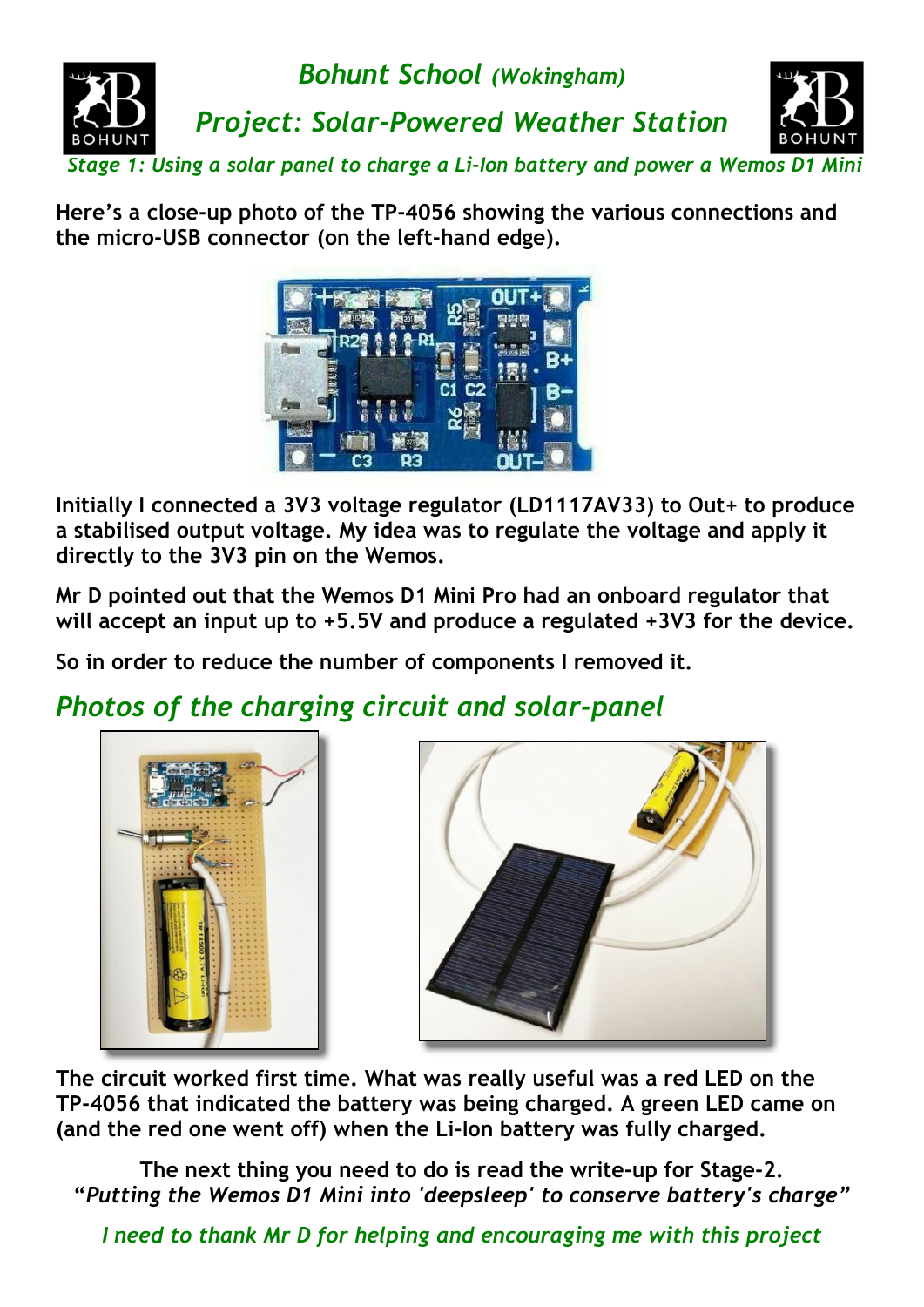## *Bohunt School (Wokingham)*

## *Project: Solar-Powered Weather Station*

*Stage 1: Using a solar panel to charge a Li-Ion battery and power a Wemos D1 Mini*

**Here's a close-up photo of the TP-4056 showing the various connections and the micro-USB connector (on the left-hand edge).**

**Initially I connected a 3V3 voltage regulator (LD1117AV33) to Out+ to produce a stabilised output voltage. My idea was to regulate the voltage and apply it directly to the 3V3 pin on the Wemos.**

**Mr D pointed out that the Wemos D1 Mini Pro had an onboard regulator that will accept an input up to +5.5V and produce a regulated +3V3 for the device.**

**So in order to reduce the number of components I removed it.**

## *Photos of the charging circuit and solar-panel*

**The circuit worked first time. What was really useful was a red LED on the TP-4056 that indicated the battery was being charged. A green LED came on (and the red one went off) when the Li-Ion battery was fully charged.**

**The next thing you need to do is read the write-up for Stage-2.**
**"*Putting the Wemos D1 Mini into 'deepsleep' to conserve battery's charge*"**

*I need to thank Mr D for helping and encouraging me with this project*